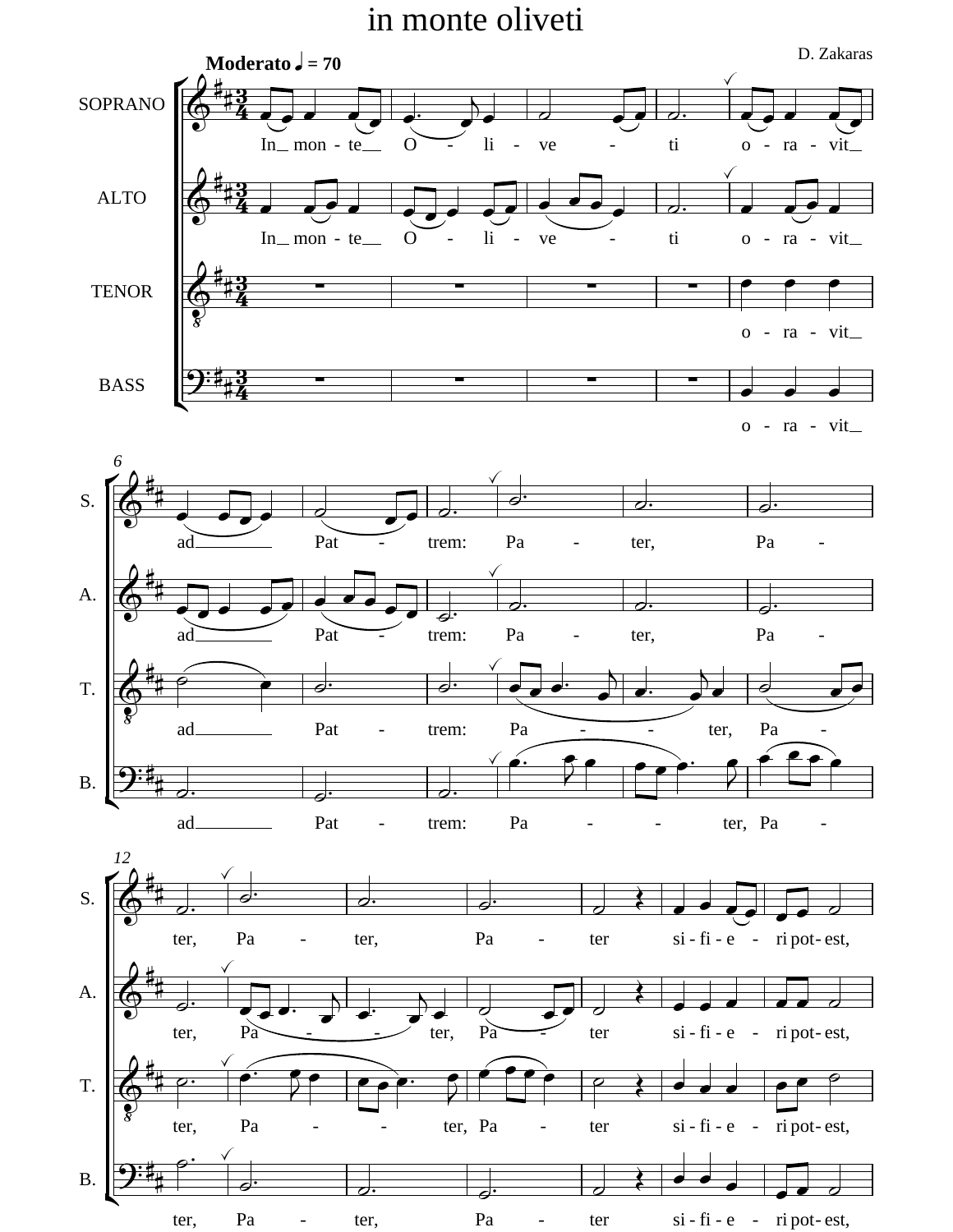# in monte oliveti

D. Zakaras

**Moderato** ♩ = 70

SOPRANO: In_ mon - te__ O - li - ve - ti o - ra - vit_ ad_____ Pat - trem: Pa - ter, Pa - ter, Pa - ter, Pa - ter si - fi - e - ri pot- est,

ALTO: In_ mon - te__ O - li - ve - ti o - ra - vit_ ad_____ Pat - trem: Pa - ter, Pa - ter, Pa - - ter, Pa - ter si - fi - e - ri pot- est,

TENOR: o - ra - vit_ ad_____ Pat - trem: Pa - - ter, Pa - ter, Pa - - ter, Pa - ter si - fi - e - ri pot- est,

BASS: o - ra - vit_ ad_____ Pat - trem: Pa - - ter, Pa - ter, Pa - ter, Pa - ter si - fi - e - ri pot- est,